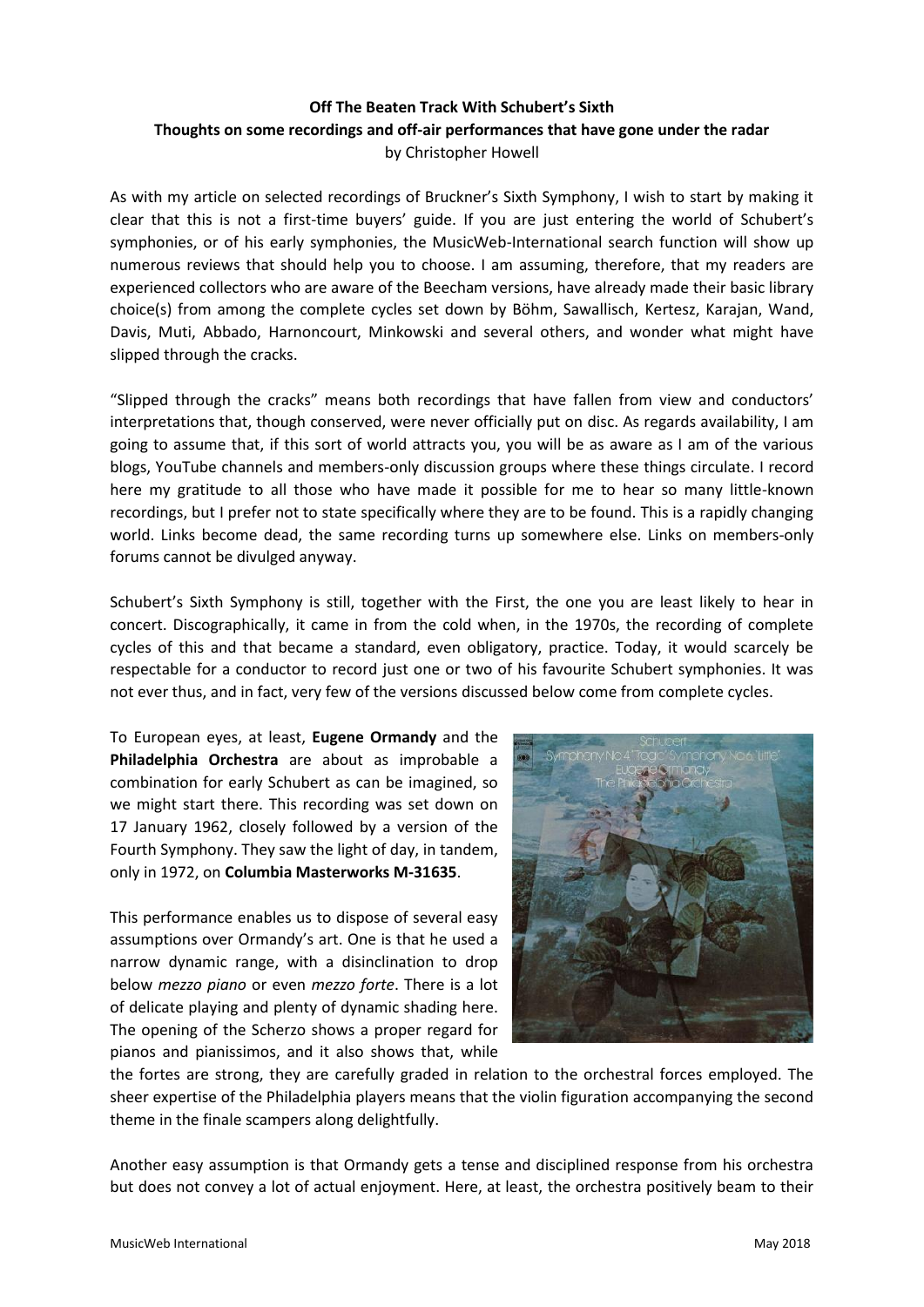**Off The Beaten Track With Schubert's Sixth**

**Thoughts on some recordings and off-air performances that have gone under the radar**

by Christopher Howell

As with my article on selected recordings of Bruckner's Sixth Symphony, I wish to start by making it clear that this is not a first-time buyers' guide. If you are just entering the world of Schubert's symphonies, or of his early symphonies, the MusicWeb-International search function will show up numerous reviews that should help you to choose. I am assuming, therefore, that my readers are experienced collectors who are aware of the Beecham versions, have already made their basic library choice(s) from among the complete cycles set down by Böhm, Sawallisch, Kertesz, Karajan, Wand, Davis, Muti, Abbado, Harnoncourt, Minkowski and several others, and wonder what might have slipped through the cracks.

"Slipped through the cracks" means both recordings that have fallen from view and conductors' interpretations that, though conserved, were never officially put on disc. As regards availability, I am going to assume that, if this sort of world attracts you, you will be as aware as I am of the various blogs, YouTube channels and members-only discussion groups where these things circulate. I record here my gratitude to all those who have made it possible for me to hear so many little-known recordings, but I prefer not to state specifically where they are to be found. This is a rapidly changing world. Links become dead, the same recording turns up somewhere else. Links on members-only forums cannot be divulged anyway.

Schubert's Sixth Symphony is still, together with the First, the one you are least likely to hear in concert. Discographically, it came in from the cold when, in the 1970s, the recording of complete cycles of this and that became a standard, even obligatory, practice. Today, it would scarcely be respectable for a conductor to record just one or two of his favourite Schubert symphonies. It was not ever thus, and in fact, very few of the versions discussed below come from complete cycles.

To European eyes, at least, **Eugene Ormandy** and the **Philadelphia Orchestra** are about as improbable a combination for early Schubert as can be imagined, so we might start there. This recording was set down on 17 January 1962, closely followed by a version of the Fourth Symphony. They saw the light of day, in tandem, only in 1972, on **Columbia Masterworks M-31635**.

This performance enables us to dispose of several easy assumptions over Ormandy's art. One is that he used a narrow dynamic range, with a disinclination to drop below *mezzo piano* or even *mezzo forte*. There is a lot of delicate playing and plenty of dynamic shading here. The opening of the Scherzo shows a proper regard for pianos and pianissimos, and it also shows that, while the fortes are strong, they are carefully graded in relation to the orchestral forces employed. The sheer expertise of the Philadelphia players means that the violin figuration accompanying the second theme in the finale scampers along delightfully.

Another easy assumption is that Ormandy gets a tense and disciplined response from his orchestra but does not convey a lot of actual enjoyment. Here, at least, the orchestra positively beam to their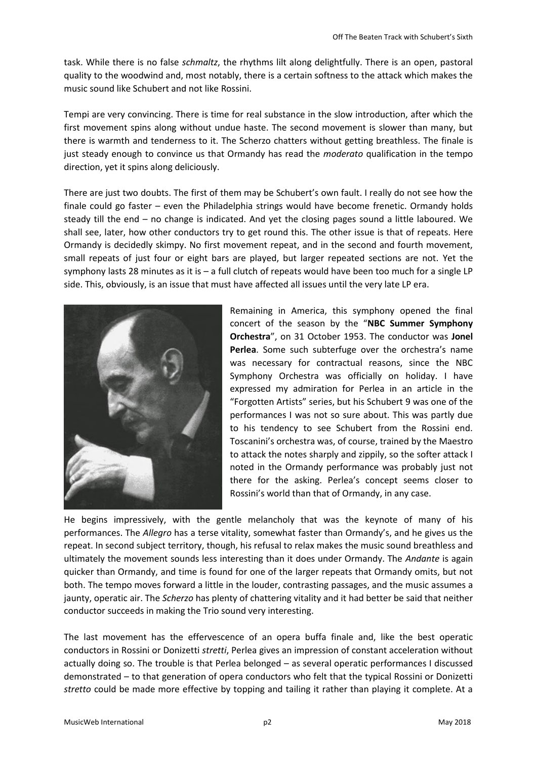task. While there is no false *schmaltz*, the rhythms lilt along delightfully. There is an open, pastoral quality to the woodwind and, most notably, there is a certain softness to the attack which makes the music sound like Schubert and not like Rossini.

Tempi are very convincing. There is time for real substance in the slow introduction, after which the first movement spins along without undue haste. The second movement is slower than many, but there is warmth and tenderness to it. The Scherzo chatters without getting breathless. The finale is just steady enough to convince us that Ormandy has read the *moderato* qualification in the tempo direction, yet it spins along deliciously.

There are just two doubts. The first of them may be Schubert's own fault. I really do not see how the finale could go faster – even the Philadelphia strings would have become frenetic. Ormandy holds steady till the end – no change is indicated. And yet the closing pages sound a little laboured. We shall see, later, how other conductors try to get round this. The other issue is that of repeats. Here Ormandy is decidedly skimpy. No first movement repeat, and in the second and fourth movement, small repeats of just four or eight bars are played, but larger repeated sections are not. Yet the symphony lasts 28 minutes as it is – a full clutch of repeats would have been too much for a single LP side. This, obviously, is an issue that must have affected all issues until the very late LP era.

Remaining in America, this symphony opened the final concert of the season by the "**NBC Summer Symphony Orchestra**", on 31 October 1953. The conductor was **Jonel Perlea**. Some such subterfuge over the orchestra's name was necessary for contractual reasons, since the NBC Symphony Orchestra was officially on holiday. I have expressed my admiration for Perlea in an article in the "Forgotten Artists" series, but his Schubert 9 was one of the performances I was not so sure about. This was partly due to his tendency to see Schubert from the Rossini end. Toscanini's orchestra was, of course, trained by the Maestro to attack the notes sharply and zippily, so the softer attack I noted in the Ormandy performance was probably just not there for the asking. Perlea's concept seems closer to Rossini's world than that of Ormandy, in any case.

He begins impressively, with the gentle melancholy that was the keynote of many of his performances. The *Allegro* has a terse vitality, somewhat faster than Ormandy's, and he gives us the repeat. In second subject territory, though, his refusal to relax makes the music sound breathless and ultimately the movement sounds less interesting than it does under Ormandy. The *Andante* is again quicker than Ormandy, and time is found for one of the larger repeats that Ormandy omits, but not both. The tempo moves forward a little in the louder, contrasting passages, and the music assumes a jaunty, operatic air. The *Scherzo* has plenty of chattering vitality and it had better be said that neither conductor succeeds in making the Trio sound very interesting.

The last movement has the effervescence of an opera buffa finale and, like the best operatic conductors in Rossini or Donizetti *stretti*, Perlea gives an impression of constant acceleration without actually doing so. The trouble is that Perlea belonged – as several operatic performances I discussed demonstrated – to that generation of opera conductors who felt that the typical Rossini or Donizetti *stretto* could be made more effective by topping and tailing it rather than playing it complete. At a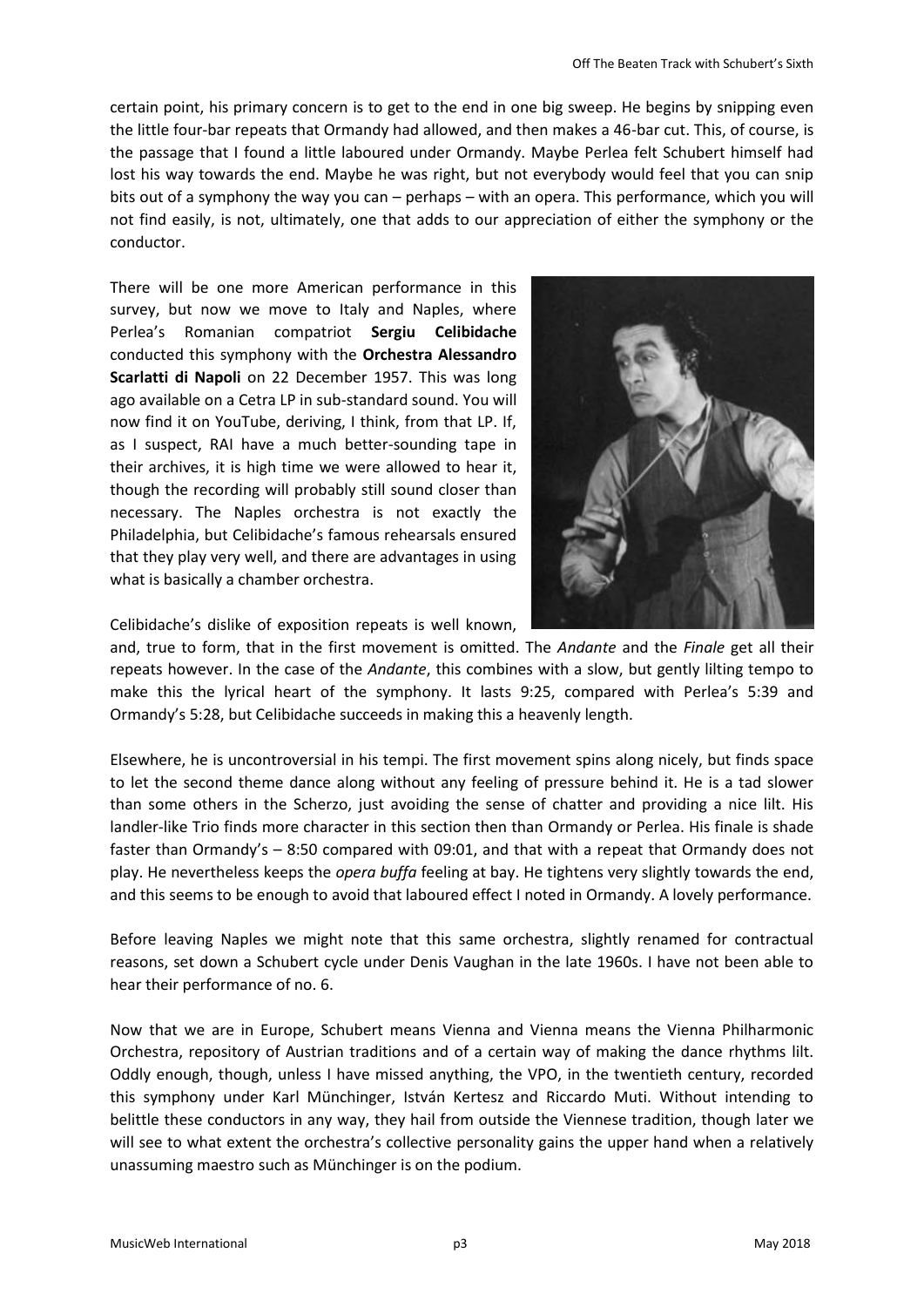certain point, his primary concern is to get to the end in one big sweep. He begins by snipping even the little four-bar repeats that Ormandy had allowed, and then makes a 46-bar cut. This, of course, is the passage that I found a little laboured under Ormandy. Maybe Perlea felt Schubert himself had lost his way towards the end. Maybe he was right, but not everybody would feel that you can snip bits out of a symphony the way you can – perhaps – with an opera. This performance, which you will not find easily, is not, ultimately, one that adds to our appreciation of either the symphony or the conductor.

There will be one more American performance in this survey, but now we move to Italy and Naples, where Perlea's Romanian compatriot **Sergiu Celibidache** conducted this symphony with the **Orchestra Alessandro Scarlatti di Napoli** on 22 December 1957. This was long ago available on a Cetra LP in sub-standard sound. You will now find it on YouTube, deriving, I think, from that LP. If, as I suspect, RAI have a much better-sounding tape in their archives, it is high time we were allowed to hear it, though the recording will probably still sound closer than necessary. The Naples orchestra is not exactly the Philadelphia, but Celibidache's famous rehearsals ensured that they play very well, and there are advantages in using what is basically a chamber orchestra.

Celibidache's dislike of exposition repeats is well known, and, true to form, that in the first movement is omitted. The *Andante* and the *Finale* get all their repeats however. In the case of the *Andante*, this combines with a slow, but gently lilting tempo to make this the lyrical heart of the symphony. It lasts 9:25, compared with Perlea's 5:39 and Ormandy's 5:28, but Celibidache succeeds in making this a heavenly length.

Elsewhere, he is uncontroversial in his tempi. The first movement spins along nicely, but finds space to let the second theme dance along without any feeling of pressure behind it. He is a tad slower than some others in the Scherzo, just avoiding the sense of chatter and providing a nice lilt. His landler-like Trio finds more character in this section then than Ormandy or Perlea. His finale is shade faster than Ormandy's – 8:50 compared with 09:01, and that with a repeat that Ormandy does not play. He nevertheless keeps the *opera buffa* feeling at bay. He tightens very slightly towards the end, and this seems to be enough to avoid that laboured effect I noted in Ormandy. A lovely performance.

Before leaving Naples we might note that this same orchestra, slightly renamed for contractual reasons, set down a Schubert cycle under Denis Vaughan in the late 1960s. I have not been able to hear their performance of no. 6.

Now that we are in Europe, Schubert means Vienna and Vienna means the Vienna Philharmonic Orchestra, repository of Austrian traditions and of a certain way of making the dance rhythms lilt. Oddly enough, though, unless I have missed anything, the VPO, in the twentieth century, recorded this symphony under Karl Münchinger, István Kertesz and Riccardo Muti. Without intending to belittle these conductors in any way, they hail from outside the Viennese tradition, though later we will see to what extent the orchestra's collective personality gains the upper hand when a relatively unassuming maestro such as Münchinger is on the podium.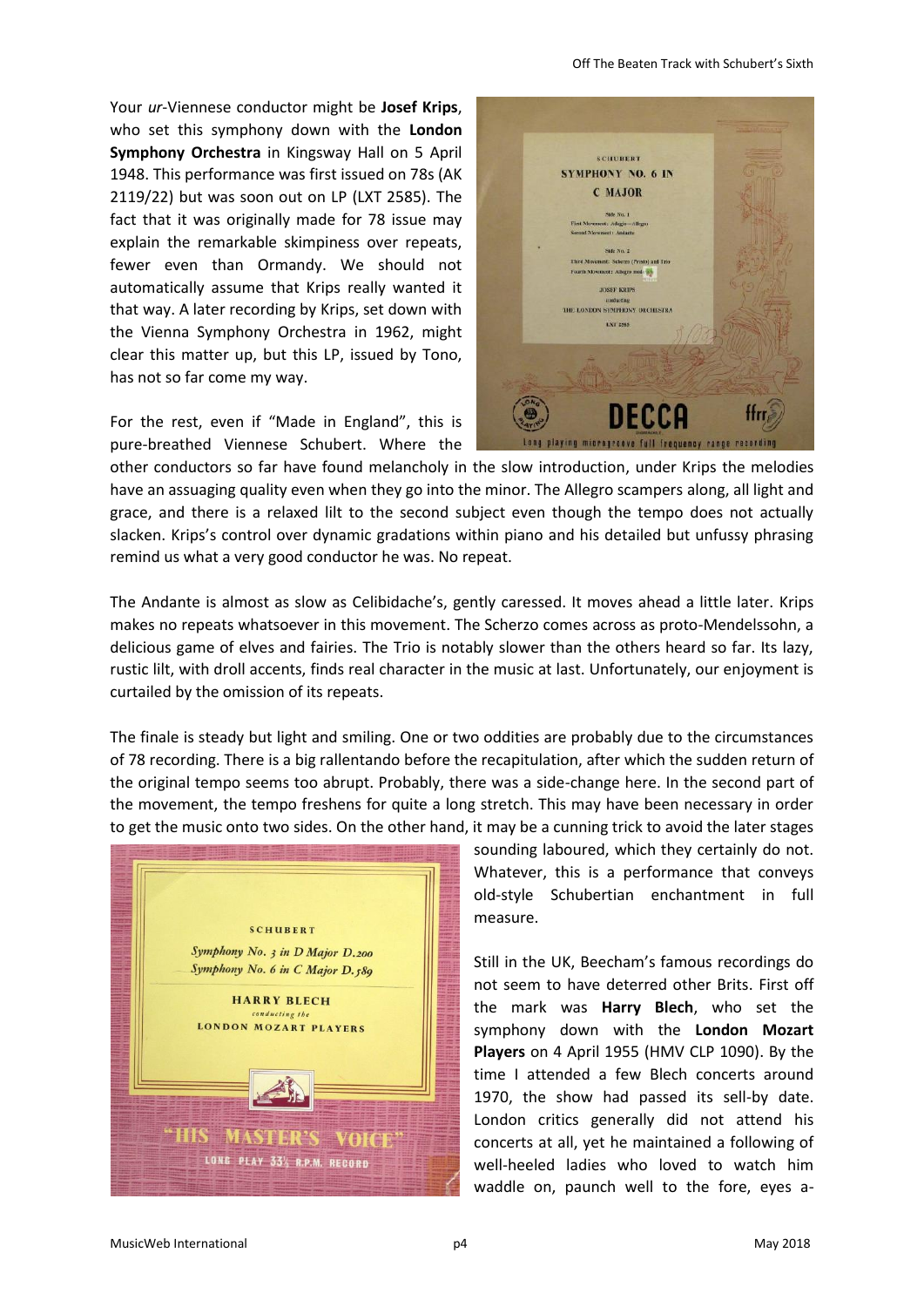Your *ur*-Viennese conductor might be **Josef Krips**, who set this symphony down with the **London Symphony Orchestra** in Kingsway Hall on 5 April 1948. This performance was first issued on 78s (AK 2119/22) but was soon out on LP (LXT 2585). The fact that it was originally made for 78 issue may explain the remarkable skimpiness over repeats, fewer even than Ormandy. We should not automatically assume that Krips really wanted it that way. A later recording by Krips, set down with the Vienna Symphony Orchestra in 1962, might clear this matter up, but this LP, issued by Tono, has not so far come my way.

For the rest, even if "Made in England", this is pure-breathed Viennese Schubert. Where the other conductors so far have found melancholy in the slow introduction, under Krips the melodies have an assuaging quality even when they go into the minor. The Allegro scampers along, all light and grace, and there is a relaxed lilt to the second subject even though the tempo does not actually slacken. Krips's control over dynamic gradations within piano and his detailed but unfussy phrasing remind us what a very good conductor he was. No repeat.

The Andante is almost as slow as Celibidache's, gently caressed. It moves ahead a little later. Krips makes no repeats whatsoever in this movement. The Scherzo comes across as proto-Mendelssohn, a delicious game of elves and fairies. The Trio is notably slower than the others heard so far. Its lazy, rustic lilt, with droll accents, finds real character in the music at last. Unfortunately, our enjoyment is curtailed by the omission of its repeats.

The finale is steady but light and smiling. One or two oddities are probably due to the circumstances of 78 recording. There is a big rallentando before the recapitulation, after which the sudden return of the original tempo seems too abrupt. Probably, there was a side-change here. In the second part of the movement, the tempo freshens for quite a long stretch. This may have been necessary in order to get the music onto two sides. On the other hand, it may be a cunning trick to avoid the later stages sounding laboured, which they certainly do not. Whatever, this is a performance that conveys old-style Schubertian enchantment in full measure.

Still in the UK, Beecham's famous recordings do not seem to have deterred other Brits. First off the mark was **Harry Blech**, who set the symphony down with the **London Mozart Players** on 4 April 1955 (HMV CLP 1090). By the time I attended a few Blech concerts around 1970, the show had passed its sell-by date. London critics generally did not attend his concerts at all, yet he maintained a following of well-heeled ladies who loved to watch him waddle on, paunch well to the fore, eyes a-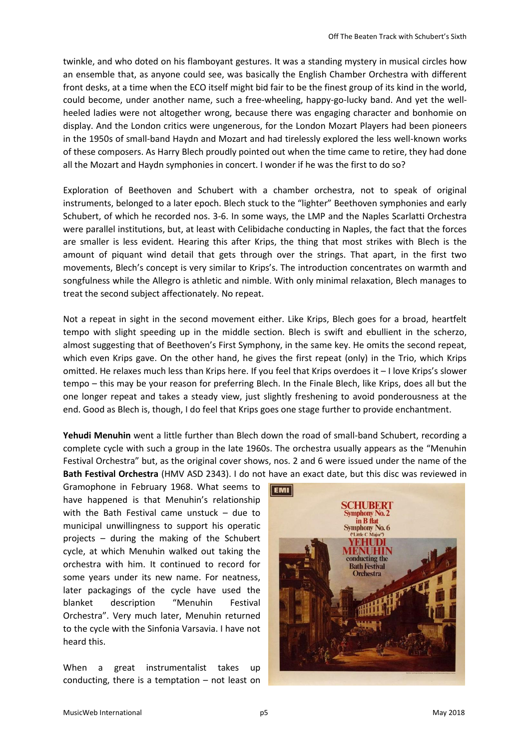twinkle, and who doted on his flamboyant gestures. It was a standing mystery in musical circles how an ensemble that, as anyone could see, was basically the English Chamber Orchestra with different front desks, at a time when the ECO itself might bid fair to be the finest group of its kind in the world, could become, under another name, such a free-wheeling, happy-go-lucky band. And yet the well-heeled ladies were not altogether wrong, because there was engaging character and bonhomie on display. And the London critics were ungenerous, for the London Mozart Players had been pioneers in the 1950s of small-band Haydn and Mozart and had tirelessly explored the less well-known works of these composers. As Harry Blech proudly pointed out when the time came to retire, they had done all the Mozart and Haydn symphonies in concert. I wonder if he was the first to do so?

Exploration of Beethoven and Schubert with a chamber orchestra, not to speak of original instruments, belonged to a later epoch. Blech stuck to the "lighter" Beethoven symphonies and early Schubert, of which he recorded nos. 3-6. In some ways, the LMP and the Naples Scarlatti Orchestra were parallel institutions, but, at least with Celibidache conducting in Naples, the fact that the forces are smaller is less evident. Hearing this after Krips, the thing that most strikes with Blech is the amount of piquant wind detail that gets through over the strings. That apart, in the first two movements, Blech's concept is very similar to Krips's. The introduction concentrates on warmth and songfulness while the Allegro is athletic and nimble. With only minimal relaxation, Blech manages to treat the second subject affectionately. No repeat.

Not a repeat in sight in the second movement either. Like Krips, Blech goes for a broad, heartfelt tempo with slight speeding up in the middle section. Blech is swift and ebullient in the scherzo, almost suggesting that of Beethoven's First Symphony, in the same key. He omits the second repeat, which even Krips gave. On the other hand, he gives the first repeat (only) in the Trio, which Krips omitted. He relaxes much less than Krips here. If you feel that Krips overdoes it – I love Krips's slower tempo – this may be your reason for preferring Blech. In the Finale Blech, like Krips, does all but the one longer repeat and takes a steady view, just slightly freshening to avoid ponderousness at the end. Good as Blech is, though, I do feel that Krips goes one stage further to provide enchantment.

**Yehudi Menuhin** went a little further than Blech down the road of small-band Schubert, recording a complete cycle with such a group in the late 1960s. The orchestra usually appears as the "Menuhin Festival Orchestra" but, as the original cover shows, nos. 2 and 6 were issued under the name of the **Bath Festival Orchestra** (HMV ASD 2343). I do not have an exact date, but this disc was reviewed in Gramophone in February 1968. What seems to have happened is that Menuhin's relationship with the Bath Festival came unstuck – due to municipal unwillingness to support his operatic projects – during the making of the Schubert cycle, at which Menuhin walked out taking the orchestra with him. It continued to record for some years under its new name. For neatness, later packagings of the cycle have used the blanket description "Menuhin Festival Orchestra". Very much later, Menuhin returned to the cycle with the Sinfonia Varsavia. I have not heard this.

When a great instrumentalist takes up conducting, there is a temptation – not least on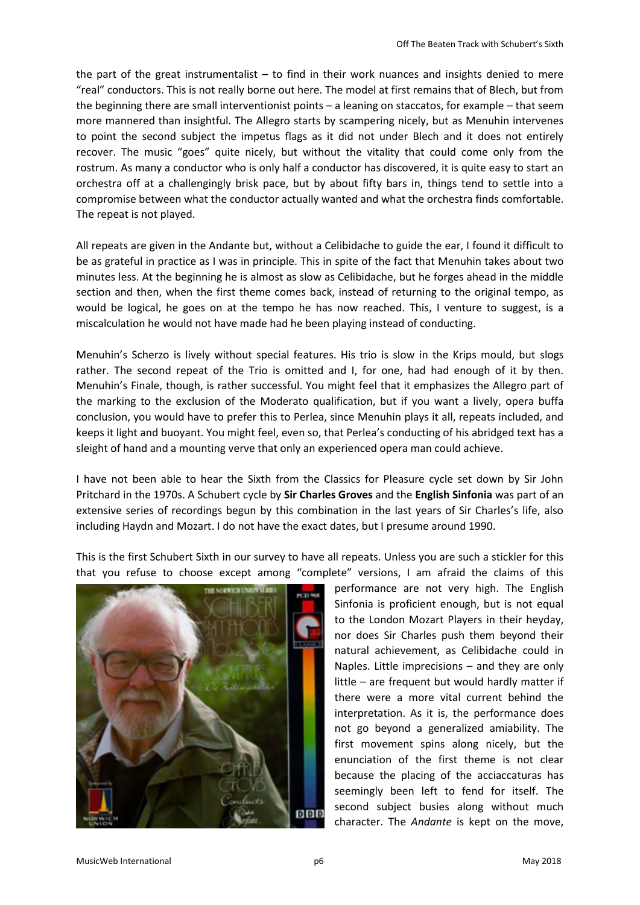the part of the great instrumentalist – to find in their work nuances and insights denied to mere "real" conductors. This is not really borne out here. The model at first remains that of Blech, but from the beginning there are small interventionist points – a leaning on staccatos, for example – that seem more mannered than insightful. The Allegro starts by scampering nicely, but as Menuhin intervenes to point the second subject the impetus flags as it did not under Blech and it does not entirely recover. The music "goes" quite nicely, but without the vitality that could come only from the rostrum. As many a conductor who is only half a conductor has discovered, it is quite easy to start an orchestra off at a challengingly brisk pace, but by about fifty bars in, things tend to settle into a compromise between what the conductor actually wanted and what the orchestra finds comfortable. The repeat is not played.

All repeats are given in the Andante but, without a Celibidache to guide the ear, I found it difficult to be as grateful in practice as I was in principle. This in spite of the fact that Menuhin takes about two minutes less. At the beginning he is almost as slow as Celibidache, but he forges ahead in the middle section and then, when the first theme comes back, instead of returning to the original tempo, as would be logical, he goes on at the tempo he has now reached. This, I venture to suggest, is a miscalculation he would not have made had he been playing instead of conducting.

Menuhin's Scherzo is lively without special features. His trio is slow in the Krips mould, but slogs rather. The second repeat of the Trio is omitted and I, for one, had had enough of it by then. Menuhin's Finale, though, is rather successful. You might feel that it emphasizes the Allegro part of the marking to the exclusion of the Moderato qualification, but if you want a lively, opera buffa conclusion, you would have to prefer this to Perlea, since Menuhin plays it all, repeats included, and keeps it light and buoyant. You might feel, even so, that Perlea's conducting of his abridged text has a sleight of hand and a mounting verve that only an experienced opera man could achieve.

I have not been able to hear the Sixth from the Classics for Pleasure cycle set down by Sir John Pritchard in the 1970s. A Schubert cycle by **Sir Charles Groves** and the **English Sinfonia** was part of an extensive series of recordings begun by this combination in the last years of Sir Charles's life, also including Haydn and Mozart. I do not have the exact dates, but I presume around 1990.

This is the first Schubert Sixth in our survey to have all repeats. Unless you are such a stickler for this that you refuse to choose except among "complete" versions, I am afraid the claims of this performance are not very high. The English Sinfonia is proficient enough, but is not equal to the London Mozart Players in their heyday, nor does Sir Charles push them beyond their natural achievement, as Celibidache could in Naples. Little imprecisions – and they are only little – are frequent but would hardly matter if there were a more vital current behind the interpretation. As it is, the performance does not go beyond a generalized amiability. The first movement spins along nicely, but the enunciation of the first theme is not clear because the placing of the acciaccaturas has seemingly been left to fend for itself. The second subject busies along without much character. The *Andante* is kept on the move,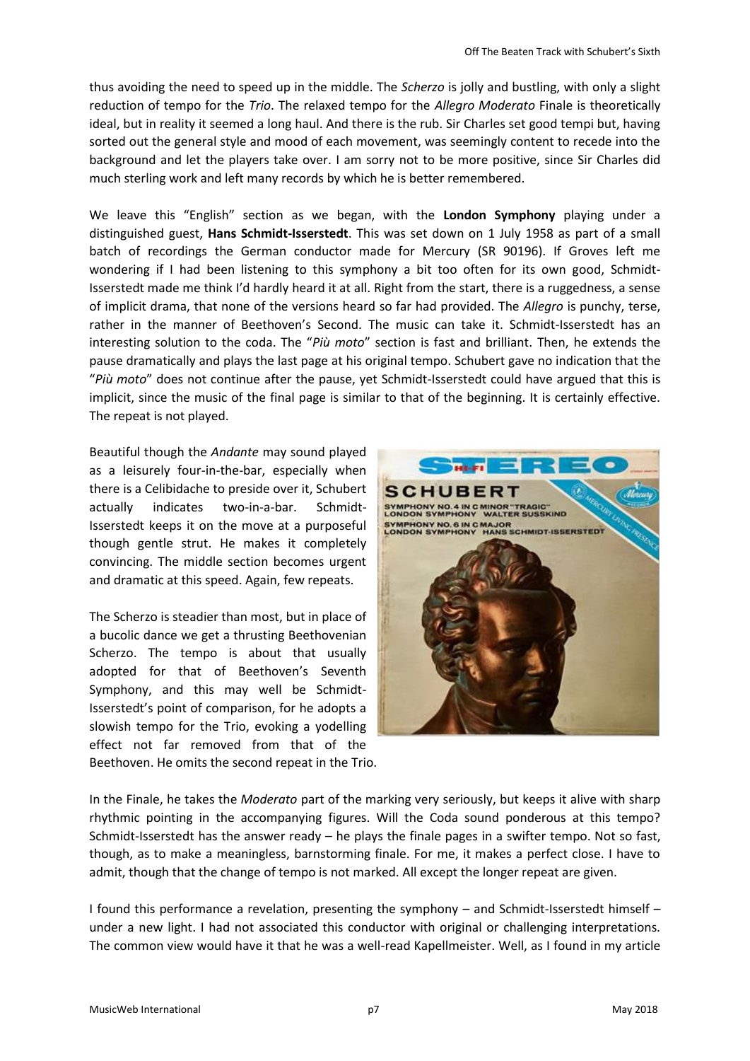thus avoiding the need to speed up in the middle. The *Scherzo* is jolly and bustling, with only a slight reduction of tempo for the *Trio*. The relaxed tempo for the *Allegro Moderato* Finale is theoretically ideal, but in reality it seemed a long haul. And there is the rub. Sir Charles set good tempi but, having sorted out the general style and mood of each movement, was seemingly content to recede into the background and let the players take over. I am sorry not to be more positive, since Sir Charles did much sterling work and left many records by which he is better remembered.

We leave this "English" section as we began, with the **London Symphony** playing under a distinguished guest, **Hans Schmidt-Isserstedt**. This was set down on 1 July 1958 as part of a small batch of recordings the German conductor made for Mercury (SR 90196). If Groves left me wondering if I had been listening to this symphony a bit too often for its own good, Schmidt-Isserstedt made me think I'd hardly heard it at all. Right from the start, there is a ruggedness, a sense of implicit drama, that none of the versions heard so far had provided. The *Allegro* is punchy, terse, rather in the manner of Beethoven's Second. The music can take it. Schmidt-Isserstedt has an interesting solution to the coda. The "*Più moto*" section is fast and brilliant. Then, he extends the pause dramatically and plays the last page at his original tempo. Schubert gave no indication that the "*Più moto*" does not continue after the pause, yet Schmidt-Isserstedt could have argued that this is implicit, since the music of the final page is similar to that of the beginning. It is certainly effective. The repeat is not played.

Beautiful though the *Andante* may sound played as a leisurely four-in-the-bar, especially when there is a Celibidache to preside over it, Schubert actually indicates two-in-a-bar. Schmidt-Isserstedt keeps it on the move at a purposeful though gentle strut. He makes it completely convincing. The middle section becomes urgent and dramatic at this speed. Again, few repeats.

The Scherzo is steadier than most, but in place of a bucolic dance we get a thrusting Beethovenian Scherzo. The tempo is about that usually adopted for that of Beethoven's Seventh Symphony, and this may well be Schmidt-Isserstedt's point of comparison, for he adopts a slowish tempo for the Trio, evoking a yodelling effect not far removed from that of the Beethoven. He omits the second repeat in the Trio.

In the Finale, he takes the *Moderato* part of the marking very seriously, but keeps it alive with sharp rhythmic pointing in the accompanying figures. Will the Coda sound ponderous at this tempo? Schmidt-Isserstedt has the answer ready – he plays the finale pages in a swifter tempo. Not so fast, though, as to make a meaningless, barnstorming finale. For me, it makes a perfect close. I have to admit, though that the change of tempo is not marked. All except the longer repeat are given.

I found this performance a revelation, presenting the symphony – and Schmidt-Isserstedt himself – under a new light. I had not associated this conductor with original or challenging interpretations. The common view would have it that he was a well-read Kapellmeister. Well, as I found in my article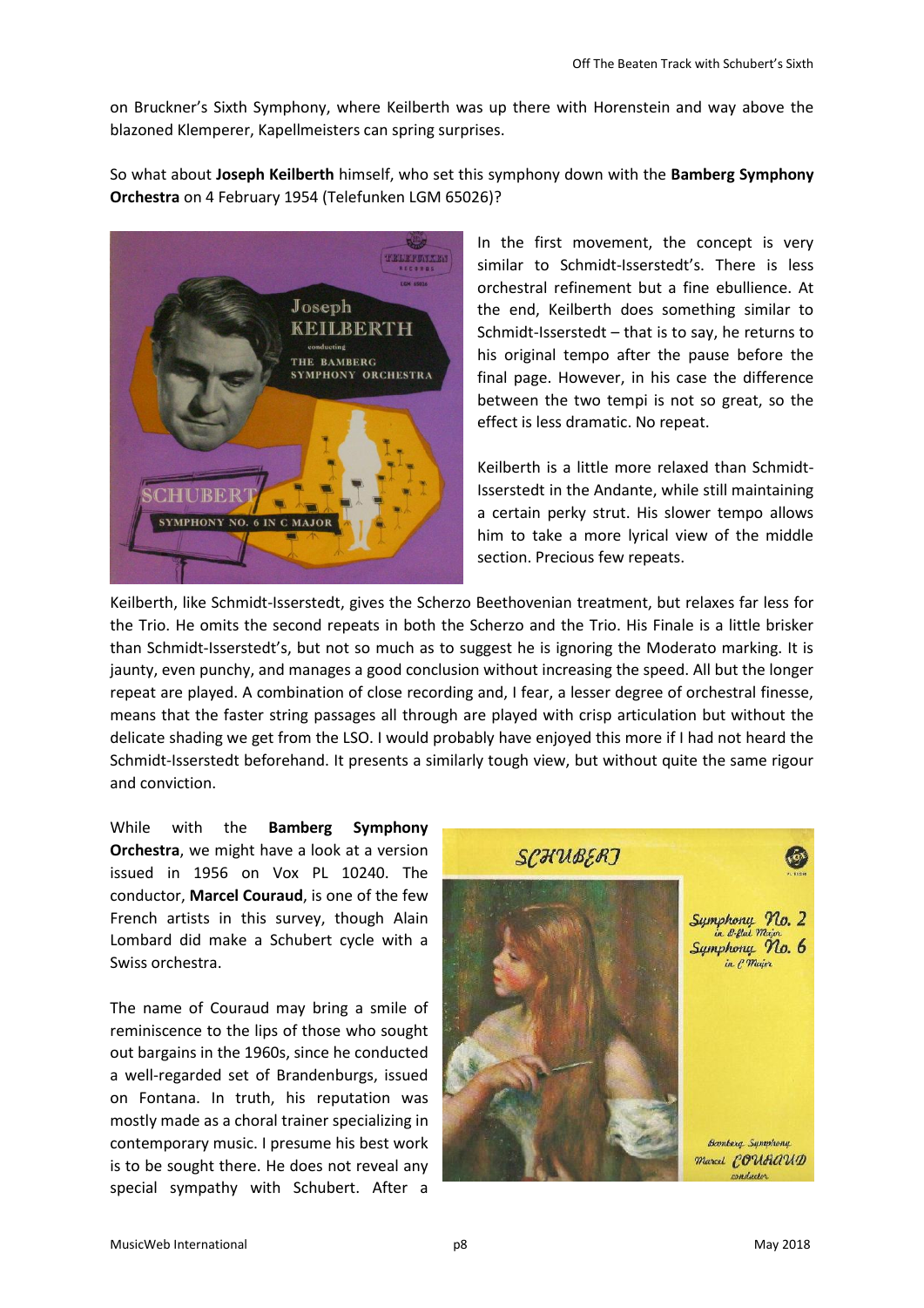on Bruckner's Sixth Symphony, where Keilberth was up there with Horenstein and way above the blazoned Klemperer, Kapellmeisters can spring surprises.

So what about **Joseph Keilberth** himself, who set this symphony down with the **Bamberg Symphony Orchestra** on 4 February 1954 (Telefunken LGM 65026)?

In the first movement, the concept is very similar to Schmidt-Isserstedt's. There is less orchestral refinement but a fine ebullience. At the end, Keilberth does something similar to Schmidt-Isserstedt – that is to say, he returns to his original tempo after the pause before the final page. However, in his case the difference between the two tempi is not so great, so the effect is less dramatic. No repeat.

Keilberth is a little more relaxed than Schmidt-Isserstedt in the Andante, while still maintaining a certain perky strut. His slower tempo allows him to take a more lyrical view of the middle section. Precious few repeats.

Keilberth, like Schmidt-Isserstedt, gives the Scherzo Beethovenian treatment, but relaxes far less for the Trio. He omits the second repeats in both the Scherzo and the Trio. His Finale is a little brisker than Schmidt-Isserstedt's, but not so much as to suggest he is ignoring the Moderato marking. It is jaunty, even punchy, and manages a good conclusion without increasing the speed. All but the longer repeat are played. A combination of close recording and, I fear, a lesser degree of orchestral finesse, means that the faster string passages all through are played with crisp articulation but without the delicate shading we get from the LSO. I would probably have enjoyed this more if I had not heard the Schmidt-Isserstedt beforehand. It presents a similarly tough view, but without quite the same rigour and conviction.

While with the **Bamberg Symphony Orchestra**, we might have a look at a version issued in 1956 on Vox PL 10240. The conductor, **Marcel Couraud**, is one of the few French artists in this survey, though Alain Lombard did make a Schubert cycle with a Swiss orchestra.

The name of Couraud may bring a smile of reminiscence to the lips of those who sought out bargains in the 1960s, since he conducted a well-regarded set of Brandenburgs, issued on Fontana. In truth, his reputation was mostly made as a choral trainer specializing in contemporary music. I presume his best work is to be sought there. He does not reveal any special sympathy with Schubert. After a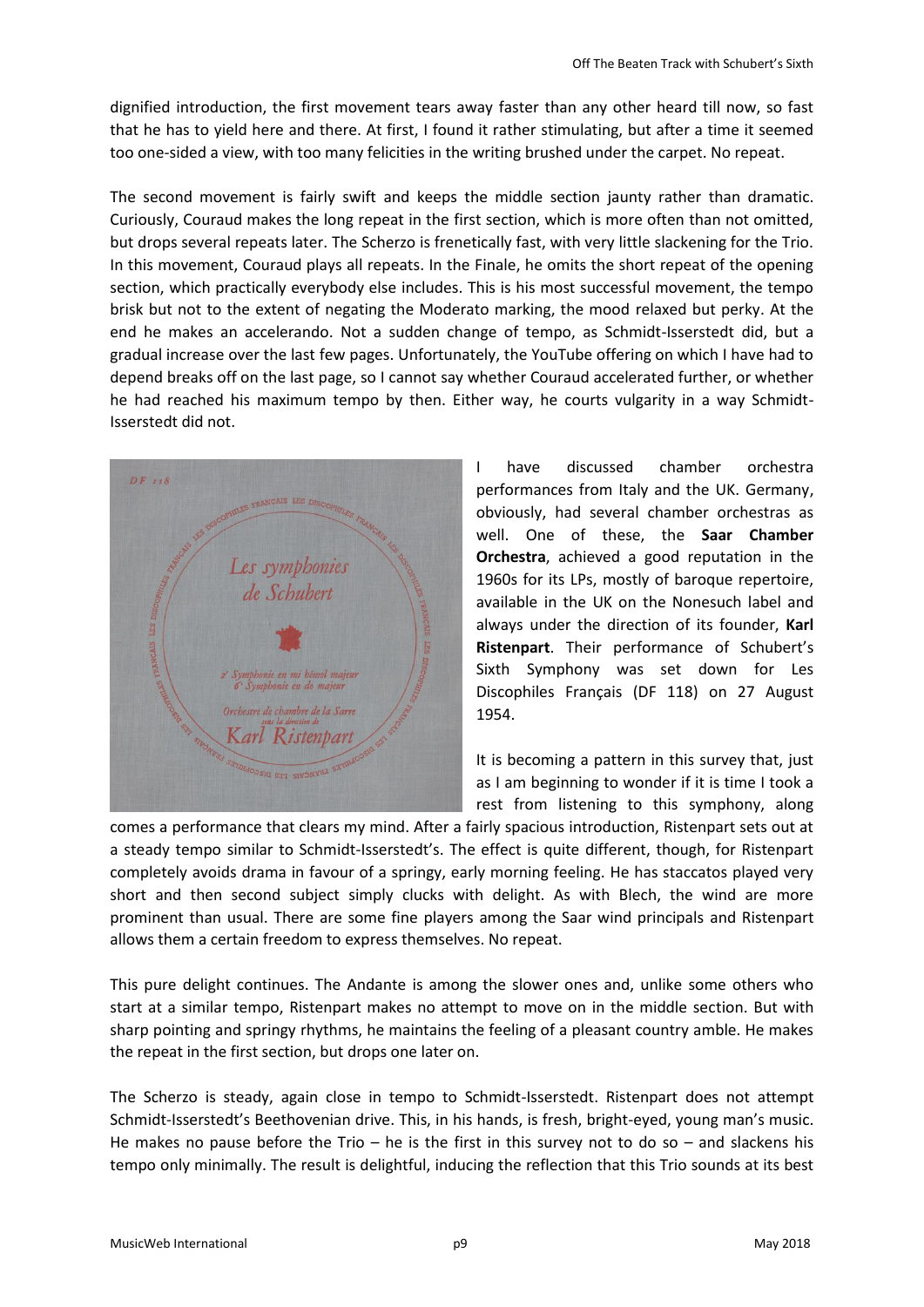dignified introduction, the first movement tears away faster than any other heard till now, so fast that he has to yield here and there. At first, I found it rather stimulating, but after a time it seemed too one-sided a view, with too many felicities in the writing brushed under the carpet. No repeat.

The second movement is fairly swift and keeps the middle section jaunty rather than dramatic. Curiously, Couraud makes the long repeat in the first section, which is more often than not omitted, but drops several repeats later. The Scherzo is frenetically fast, with very little slackening for the Trio. In this movement, Couraud plays all repeats. In the Finale, he omits the short repeat of the opening section, which practically everybody else includes. This is his most successful movement, the tempo brisk but not to the extent of negating the Moderato marking, the mood relaxed but perky. At the end he makes an accelerando. Not a sudden change of tempo, as Schmidt-Isserstedt did, but a gradual increase over the last few pages. Unfortunately, the YouTube offering on which I have had to depend breaks off on the last page, so I cannot say whether Couraud accelerated further, or whether he had reached his maximum tempo by then. Either way, he courts vulgarity in a way Schmidt-Isserstedt did not.

I have discussed chamber orchestra performances from Italy and the UK. Germany, obviously, had several chamber orchestras as well. One of these, the **Saar Chamber Orchestra**, achieved a good reputation in the 1960s for its LPs, mostly of baroque repertoire, available in the UK on the Nonesuch label and always under the direction of its founder, **Karl Ristenpart**. Their performance of Schubert's Sixth Symphony was set down for Les Discophiles Français (DF 118) on 27 August 1954.

It is becoming a pattern in this survey that, just as I am beginning to wonder if it is time I took a rest from listening to this symphony, along comes a performance that clears my mind. After a fairly spacious introduction, Ristenpart sets out at a steady tempo similar to Schmidt-Isserstedt's. The effect is quite different, though, for Ristenpart completely avoids drama in favour of a springy, early morning feeling. He has staccatos played very short and then second subject simply clucks with delight. As with Blech, the wind are more prominent than usual. There are some fine players among the Saar wind principals and Ristenpart allows them a certain freedom to express themselves. No repeat.

This pure delight continues. The Andante is among the slower ones and, unlike some others who start at a similar tempo, Ristenpart makes no attempt to move on in the middle section. But with sharp pointing and springy rhythms, he maintains the feeling of a pleasant country amble. He makes the repeat in the first section, but drops one later on.

The Scherzo is steady, again close in tempo to Schmidt-Isserstedt. Ristenpart does not attempt Schmidt-Isserstedt's Beethovenian drive. This, in his hands, is fresh, bright-eyed, young man's music. He makes no pause before the Trio – he is the first in this survey not to do so – and slackens his tempo only minimally. The result is delightful, inducing the reflection that this Trio sounds at its best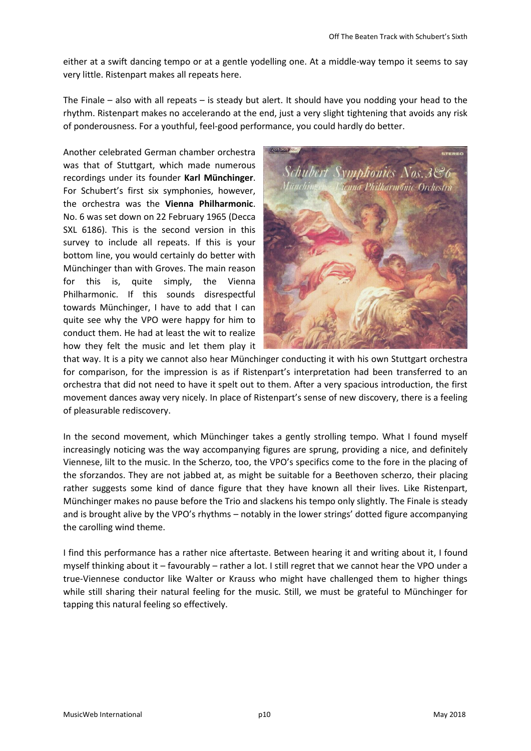either at a swift dancing tempo or at a gentle yodelling one. At a middle-way tempo it seems to say very little. Ristenpart makes all repeats here.

The Finale – also with all repeats – is steady but alert. It should have you nodding your head to the rhythm. Ristenpart makes no accelerando at the end, just a very slight tightening that avoids any risk of ponderousness. For a youthful, feel-good performance, you could hardly do better.

Another celebrated German chamber orchestra was that of Stuttgart, which made numerous recordings under its founder **Karl Münchinger**. For Schubert's first six symphonies, however, the orchestra was the **Vienna Philharmonic**. No. 6 was set down on 22 February 1965 (Decca SXL 6186). This is the second version in this survey to include all repeats. If this is your bottom line, you would certainly do better with Münchinger than with Groves. The main reason for this is, quite simply, the Vienna Philharmonic. If this sounds disrespectful towards Münchinger, I have to add that I can quite see why the VPO were happy for him to conduct them. He had at least the wit to realize how they felt the music and let them play it that way. It is a pity we cannot also hear Münchinger conducting it with his own Stuttgart orchestra for comparison, for the impression is as if Ristenpart's interpretation had been transferred to an orchestra that did not need to have it spelt out to them. After a very spacious introduction, the first movement dances away very nicely. In place of Ristenpart's sense of new discovery, there is a feeling of pleasurable rediscovery.

In the second movement, which Münchinger takes a gently strolling tempo. What I found myself increasingly noticing was the way accompanying figures are sprung, providing a nice, and definitely Viennese, lilt to the music. In the Scherzo, too, the VPO's specifics come to the fore in the placing of the sforzandos. They are not jabbed at, as might be suitable for a Beethoven scherzo, their placing rather suggests some kind of dance figure that they have known all their lives. Like Ristenpart, Münchinger makes no pause before the Trio and slackens his tempo only slightly. The Finale is steady and is brought alive by the VPO's rhythms – notably in the lower strings' dotted figure accompanying the carolling wind theme.

I find this performance has a rather nice aftertaste. Between hearing it and writing about it, I found myself thinking about it – favourably – rather a lot. I still regret that we cannot hear the VPO under a true-Viennese conductor like Walter or Krauss who might have challenged them to higher things while still sharing their natural feeling for the music. Still, we must be grateful to Münchinger for tapping this natural feeling so effectively.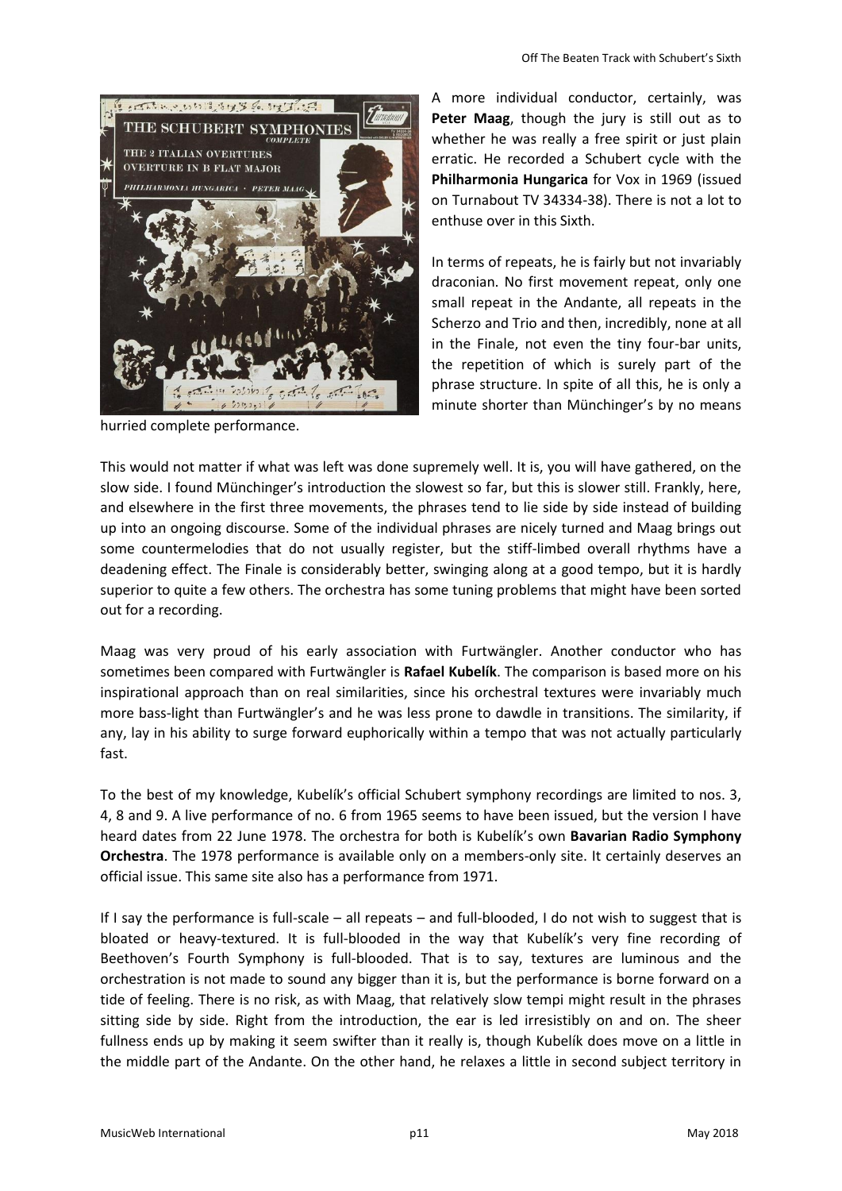A more individual conductor, certainly, was **Peter Maag**, though the jury is still out as to whether he was really a free spirit or just plain erratic. He recorded a Schubert cycle with the **Philharmonia Hungarica** for Vox in 1969 (issued on Turnabout TV 34334-38). There is not a lot to enthuse over in this Sixth.

In terms of repeats, he is fairly but not invariably draconian. No first movement repeat, only one small repeat in the Andante, all repeats in the Scherzo and Trio and then, incredibly, none at all in the Finale, not even the tiny four-bar units, the repetition of which is surely part of the phrase structure. In spite of all this, he is only a minute shorter than Münchinger's by no means hurried complete performance.

This would not matter if what was left was done supremely well. It is, you will have gathered, on the slow side. I found Münchinger's introduction the slowest so far, but this is slower still. Frankly, here, and elsewhere in the first three movements, the phrases tend to lie side by side instead of building up into an ongoing discourse. Some of the individual phrases are nicely turned and Maag brings out some countermelodies that do not usually register, but the stiff-limbed overall rhythms have a deadening effect. The Finale is considerably better, swinging along at a good tempo, but it is hardly superior to quite a few others. The orchestra has some tuning problems that might have been sorted out for a recording.

Maag was very proud of his early association with Furtwängler. Another conductor who has sometimes been compared with Furtwängler is **Rafael Kubelík**. The comparison is based more on his inspirational approach than on real similarities, since his orchestral textures were invariably much more bass-light than Furtwängler's and he was less prone to dawdle in transitions. The similarity, if any, lay in his ability to surge forward euphorically within a tempo that was not actually particularly fast.

To the best of my knowledge, Kubelík's official Schubert symphony recordings are limited to nos. 3, 4, 8 and 9. A live performance of no. 6 from 1965 seems to have been issued, but the version I have heard dates from 22 June 1978. The orchestra for both is Kubelík's own **Bavarian Radio Symphony Orchestra**. The 1978 performance is available only on a members-only site. It certainly deserves an official issue. This same site also has a performance from 1971.

If I say the performance is full-scale – all repeats – and full-blooded, I do not wish to suggest that is bloated or heavy-textured. It is full-blooded in the way that Kubelík's very fine recording of Beethoven's Fourth Symphony is full-blooded. That is to say, textures are luminous and the orchestration is not made to sound any bigger than it is, but the performance is borne forward on a tide of feeling. There is no risk, as with Maag, that relatively slow tempi might result in the phrases sitting side by side. Right from the introduction, the ear is led irresistibly on and on. The sheer fullness ends up by making it seem swifter than it really is, though Kubelík does move on a little in the middle part of the Andante. On the other hand, he relaxes a little in second subject territory in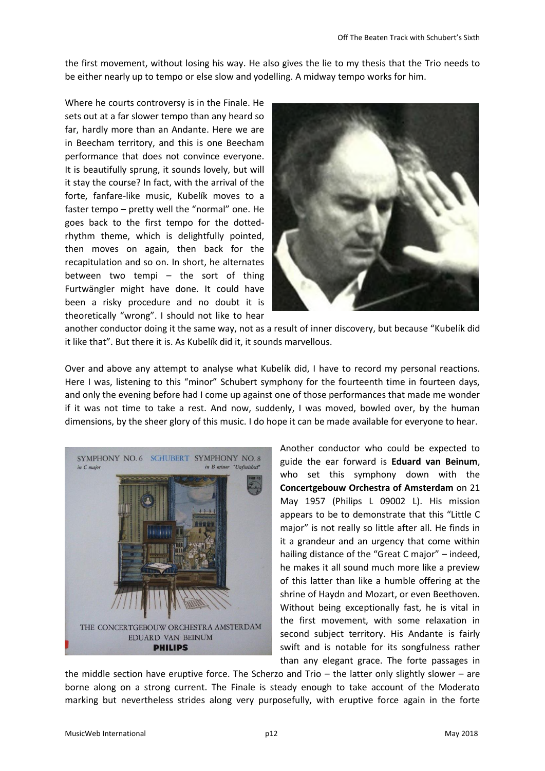the first movement, without losing his way. He also gives the lie to my thesis that the Trio needs to be either nearly up to tempo or else slow and yodelling. A midway tempo works for him.

Where he courts controversy is in the Finale. He sets out at a far slower tempo than any heard so far, hardly more than an Andante. Here we are in Beecham territory, and this is one Beecham performance that does not convince everyone. It is beautifully sprung, it sounds lovely, but will it stay the course? In fact, with the arrival of the forte, fanfare-like music, Kubelík moves to a faster tempo – pretty well the "normal" one. He goes back to the first tempo for the dotted-rhythm theme, which is delightfully pointed, then moves on again, then back for the recapitulation and so on. In short, he alternates between two tempi – the sort of thing Furtwängler might have done. It could have been a risky procedure and no doubt it is theoretically "wrong". I should not like to hear another conductor doing it the same way, not as a result of inner discovery, but because "Kubelík did it like that". But there it is. As Kubelík did it, it sounds marvellous.

Over and above any attempt to analyse what Kubelík did, I have to record my personal reactions. Here I was, listening to this "minor" Schubert symphony for the fourteenth time in fourteen days, and only the evening before had I come up against one of those performances that made me wonder if it was not time to take a rest. And now, suddenly, I was moved, bowled over, by the human dimensions, by the sheer glory of this music. I do hope it can be made available for everyone to hear.

Another conductor who could be expected to guide the ear forward is **Eduard van Beinum**, who set this symphony down with the **Concertgebouw Orchestra of Amsterdam** on 21 May 1957 (Philips L 09002 L). His mission appears to be to demonstrate that this "Little C major" is not really so little after all. He finds in it a grandeur and an urgency that come within hailing distance of the "Great C major" – indeed, he makes it all sound much more like a preview of this latter than like a humble offering at the shrine of Haydn and Mozart, or even Beethoven. Without being exceptionally fast, he is vital in the first movement, with some relaxation in second subject territory. His Andante is fairly swift and is notable for its songfulness rather than any elegant grace. The forte passages in the middle section have eruptive force. The Scherzo and Trio – the latter only slightly slower – are borne along on a strong current. The Finale is steady enough to take account of the Moderato marking but nevertheless strides along very purposefully, with eruptive force again in the forte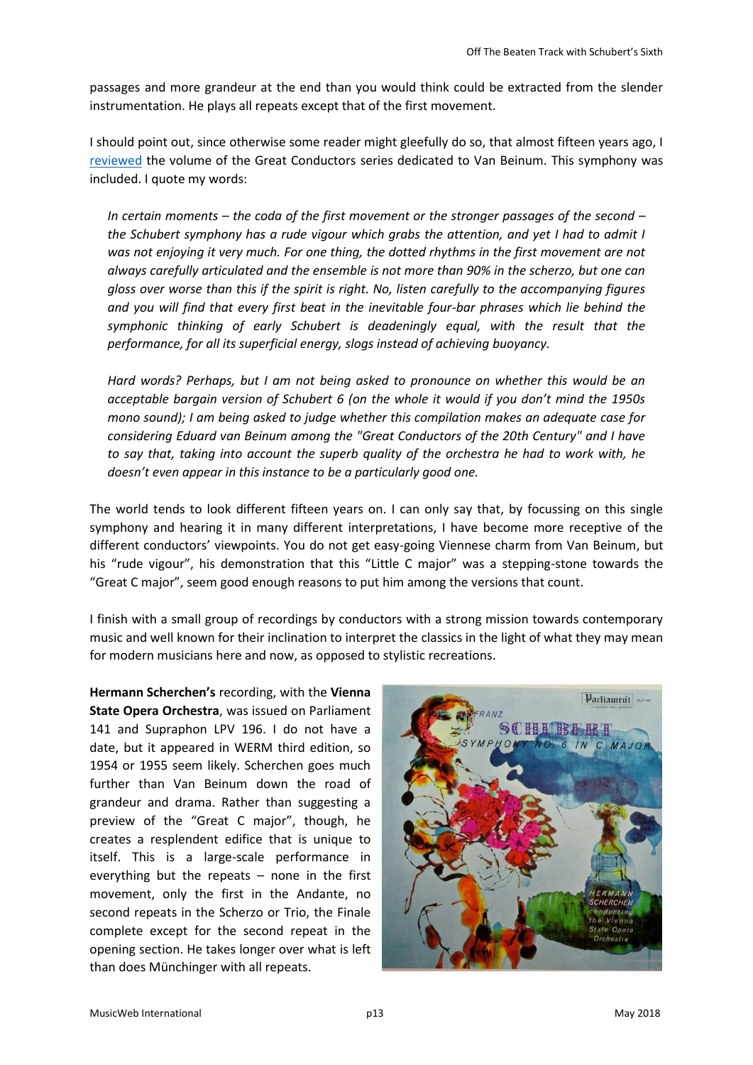passages and more grandeur at the end than you would think could be extracted from the slender instrumentation. He plays all repeats except that of the first movement.

I should point out, since otherwise some reader might gleefully do so, that almost fifteen years ago, I reviewed the volume of the Great Conductors series dedicated to Van Beinum. This symphony was included. I quote my words:

> *In certain moments – the coda of the first movement or the stronger passages of the second – the Schubert symphony has a rude vigour which grabs the attention, and yet I had to admit I was not enjoying it very much. For one thing, the dotted rhythms in the first movement are not always carefully articulated and the ensemble is not more than 90% in the scherzo, but one can gloss over worse than this if the spirit is right. No, listen carefully to the accompanying figures and you will find that every first beat in the inevitable four-bar phrases which lie behind the symphonic thinking of early Schubert is deadeningly equal, with the result that the performance, for all its superficial energy, slogs instead of achieving buoyancy.*
>
> *Hard words? Perhaps, but I am not being asked to pronounce on whether this would be an acceptable bargain version of Schubert 6 (on the whole it would if you don't mind the 1950s mono sound); I am being asked to judge whether this compilation makes an adequate case for considering Eduard van Beinum among the "Great Conductors of the 20th Century" and I have to say that, taking into account the superb quality of the orchestra he had to work with, he doesn't even appear in this instance to be a particularly good one.*

The world tends to look different fifteen years on. I can only say that, by focussing on this single symphony and hearing it in many different interpretations, I have become more receptive of the different conductors' viewpoints. You do not get easy-going Viennese charm from Van Beinum, but his "rude vigour", his demonstration that this "Little C major" was a stepping-stone towards the "Great C major", seem good enough reasons to put him among the versions that count.

I finish with a small group of recordings by conductors with a strong mission towards contemporary music and well known for their inclination to interpret the classics in the light of what they may mean for modern musicians here and now, as opposed to stylistic recreations.

**Hermann Scherchen's** recording, with the **Vienna State Opera Orchestra**, was issued on Parliament 141 and Supraphon LPV 196. I do not have a date, but it appeared in WERM third edition, so 1954 or 1955 seem likely. Scherchen goes much further than Van Beinum down the road of grandeur and drama. Rather than suggesting a preview of the "Great C major", though, he creates a resplendent edifice that is unique to itself. This is a large-scale performance in everything but the repeats – none in the first movement, only the first in the Andante, no second repeats in the Scherzo or Trio, the Finale complete except for the second repeat in the opening section. He takes longer over what is left than does Münchinger with all repeats.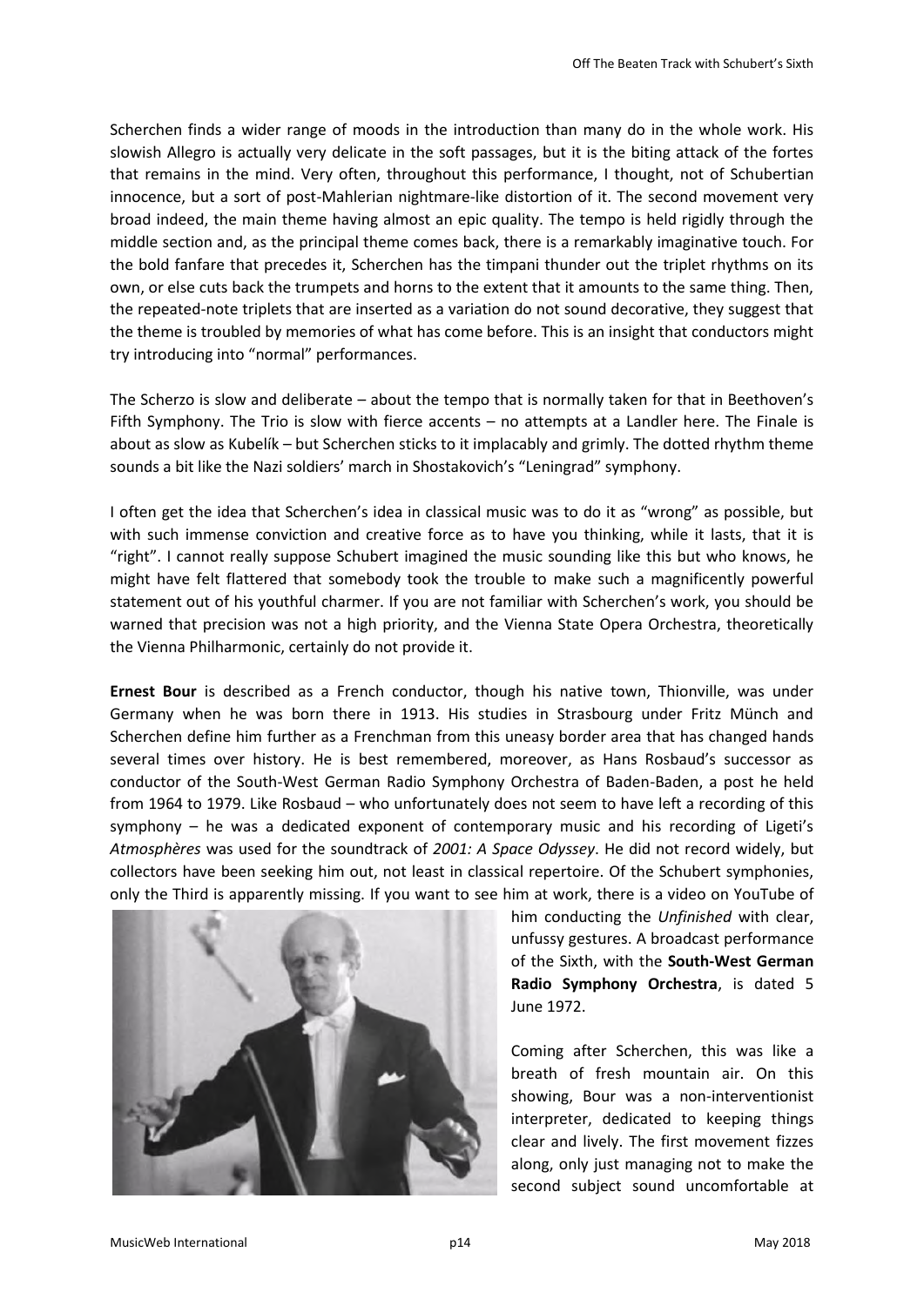Scherchen finds a wider range of moods in the introduction than many do in the whole work. His slowish Allegro is actually very delicate in the soft passages, but it is the biting attack of the fortes that remains in the mind. Very often, throughout this performance, I thought, not of Schubertian innocence, but a sort of post-Mahlerian nightmare-like distortion of it. The second movement very broad indeed, the main theme having almost an epic quality. The tempo is held rigidly through the middle section and, as the principal theme comes back, there is a remarkably imaginative touch. For the bold fanfare that precedes it, Scherchen has the timpani thunder out the triplet rhythms on its own, or else cuts back the trumpets and horns to the extent that it amounts to the same thing. Then, the repeated-note triplets that are inserted as a variation do not sound decorative, they suggest that the theme is troubled by memories of what has come before. This is an insight that conductors might try introducing into "normal" performances.

The Scherzo is slow and deliberate – about the tempo that is normally taken for that in Beethoven's Fifth Symphony. The Trio is slow with fierce accents – no attempts at a Landler here. The Finale is about as slow as Kubelík – but Scherchen sticks to it implacably and grimly. The dotted rhythm theme sounds a bit like the Nazi soldiers' march in Shostakovich's "Leningrad" symphony.

I often get the idea that Scherchen's idea in classical music was to do it as "wrong" as possible, but with such immense conviction and creative force as to have you thinking, while it lasts, that it is "right". I cannot really suppose Schubert imagined the music sounding like this but who knows, he might have felt flattered that somebody took the trouble to make such a magnificently powerful statement out of his youthful charmer. If you are not familiar with Scherchen's work, you should be warned that precision was not a high priority, and the Vienna State Opera Orchestra, theoretically the Vienna Philharmonic, certainly do not provide it.

**Ernest Bour** is described as a French conductor, though his native town, Thionville, was under Germany when he was born there in 1913. His studies in Strasbourg under Fritz Münch and Scherchen define him further as a Frenchman from this uneasy border area that has changed hands several times over history. He is best remembered, moreover, as Hans Rosbaud's successor as conductor of the South-West German Radio Symphony Orchestra of Baden-Baden, a post he held from 1964 to 1979. Like Rosbaud – who unfortunately does not seem to have left a recording of this symphony – he was a dedicated exponent of contemporary music and his recording of Ligeti's *Atmosphères* was used for the soundtrack of *2001: A Space Odyssey*. He did not record widely, but collectors have been seeking him out, not least in classical repertoire. Of the Schubert symphonies, only the Third is apparently missing. If you want to see him at work, there is a video on YouTube of him conducting the *Unfinished* with clear, unfussy gestures. A broadcast performance of the Sixth, with the **South-West German Radio Symphony Orchestra**, is dated 5 June 1972.

Coming after Scherchen, this was like a breath of fresh mountain air. On this showing, Bour was a non-interventionist interpreter, dedicated to keeping things clear and lively. The first movement fizzes along, only just managing not to make the second subject sound uncomfortable at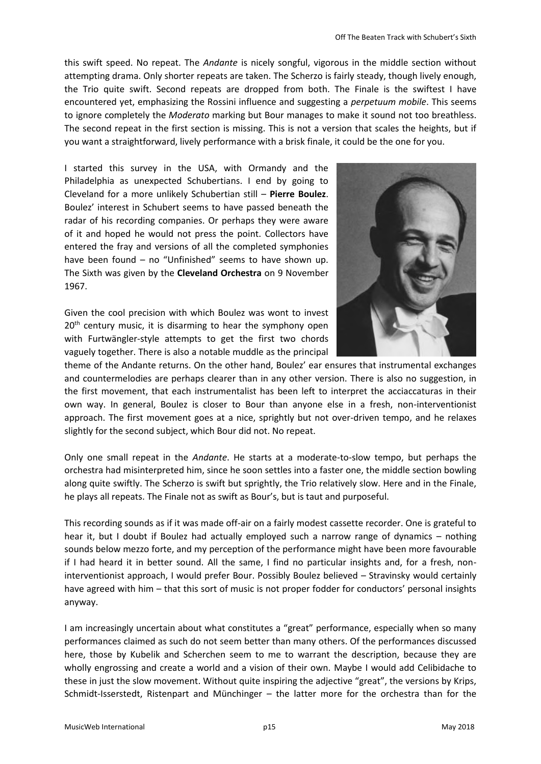this swift speed. No repeat. The *Andante* is nicely songful, vigorous in the middle section without attempting drama. Only shorter repeats are taken. The Scherzo is fairly steady, though lively enough, the Trio quite swift. Second repeats are dropped from both. The Finale is the swiftest I have encountered yet, emphasizing the Rossini influence and suggesting a *perpetuum mobile*. This seems to ignore completely the *Moderato* marking but Bour manages to make it sound not too breathless. The second repeat in the first section is missing. This is not a version that scales the heights, but if you want a straightforward, lively performance with a brisk finale, it could be the one for you.

I started this survey in the USA, with Ormandy and the Philadelphia as unexpected Schubertians. I end by going to Cleveland for a more unlikely Schubertian still – **Pierre Boulez**. Boulez' interest in Schubert seems to have passed beneath the radar of his recording companies. Or perhaps they were aware of it and hoped he would not press the point. Collectors have entered the fray and versions of all the completed symphonies have been found – no "Unfinished" seems to have shown up. The Sixth was given by the **Cleveland Orchestra** on 9 November 1967.

Given the cool precision with which Boulez was wont to invest 20th century music, it is disarming to hear the symphony open with Furtwängler-style attempts to get the first two chords vaguely together. There is also a notable muddle as the principal theme of the Andante returns. On the other hand, Boulez' ear ensures that instrumental exchanges and countermelodies are perhaps clearer than in any other version. There is also no suggestion, in the first movement, that each instrumentalist has been left to interpret the acciaccaturas in their own way. In general, Boulez is closer to Bour than anyone else in a fresh, non-interventionist approach. The first movement goes at a nice, sprightly but not over-driven tempo, and he relaxes slightly for the second subject, which Bour did not. No repeat.

Only one small repeat in the *Andante*. He starts at a moderate-to-slow tempo, but perhaps the orchestra had misinterpreted him, since he soon settles into a faster one, the middle section bowling along quite swiftly. The Scherzo is swift but sprightly, the Trio relatively slow. Here and in the Finale, he plays all repeats. The Finale not as swift as Bour's, but is taut and purposeful.

This recording sounds as if it was made off-air on a fairly modest cassette recorder. One is grateful to hear it, but I doubt if Boulez had actually employed such a narrow range of dynamics – nothing sounds below mezzo forte, and my perception of the performance might have been more favourable if I had heard it in better sound. All the same, I find no particular insights and, for a fresh, non-interventionist approach, I would prefer Bour. Possibly Boulez believed – Stravinsky would certainly have agreed with him – that this sort of music is not proper fodder for conductors' personal insights anyway.

I am increasingly uncertain about what constitutes a "great" performance, especially when so many performances claimed as such do not seem better than many others. Of the performances discussed here, those by Kubelik and Scherchen seem to me to warrant the description, because they are wholly engrossing and create a world and a vision of their own. Maybe I would add Celibidache to these in just the slow movement. Without quite inspiring the adjective "great", the versions by Krips, Schmidt-Isserstedt, Ristenpart and Münchinger – the latter more for the orchestra than for the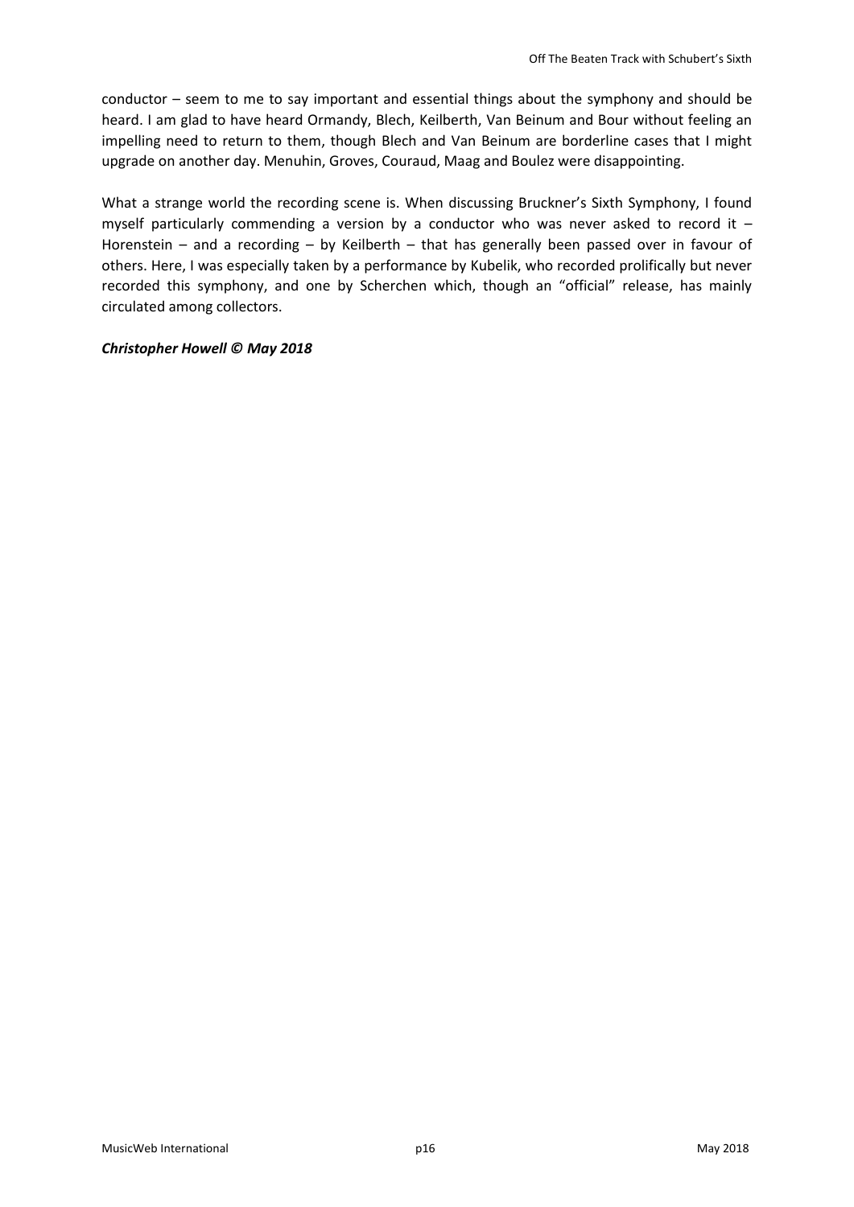conductor – seem to me to say important and essential things about the symphony and should be heard. I am glad to have heard Ormandy, Blech, Keilberth, Van Beinum and Bour without feeling an impelling need to return to them, though Blech and Van Beinum are borderline cases that I might upgrade on another day. Menuhin, Groves, Couraud, Maag and Boulez were disappointing.

What a strange world the recording scene is. When discussing Bruckner's Sixth Symphony, I found myself particularly commending a version by a conductor who was never asked to record it – Horenstein – and a recording – by Keilberth – that has generally been passed over in favour of others. Here, I was especially taken by a performance by Kubelik, who recorded prolifically but never recorded this symphony, and one by Scherchen which, though an "official" release, has mainly circulated among collectors.

***Christopher Howell © May 2018***